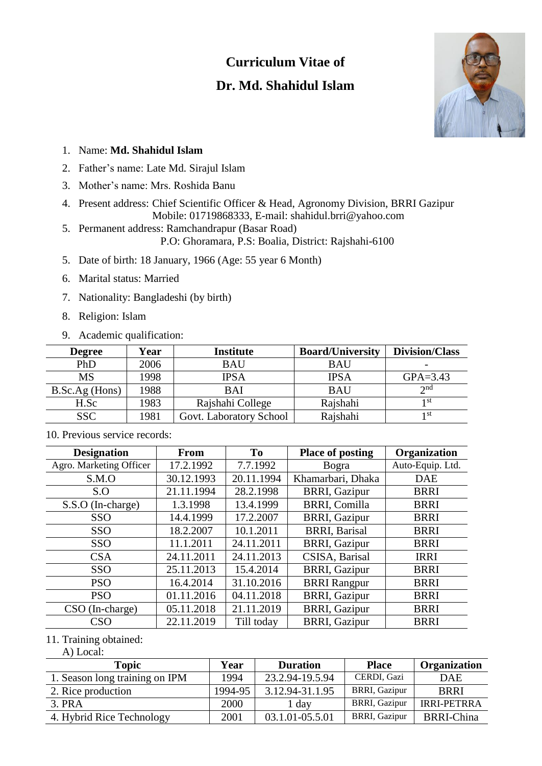# Curriculum Vitae of
# Dr. Md. Shahidul Islam

1. Name: **Md. Shahidul Islam**
2. Father's name: Late Md. Sirajul Islam
3. Mother's name: Mrs. Roshida Banu
4. Present address: Chief Scientific Officer & Head, Agronomy Division, BRRI Gazipur
   Mobile: 01719868333, E-mail: shahidul.brri@yahoo.com
5. Permanent address: Ramchandrapur (Basar Road)
   P.O: Ghoramara, P.S: Boalia, District: Rajshahi-6100
5. Date of birth: 18 January, 1966 (Age: 55 year 6 Month)
6. Marital status: Married
7. Nationality: Bangladeshi (by birth)
8. Religion: Islam
9. Academic qualification:

| Degree | Year | Institute | Board/University | Division/Class |
|---|---|---|---|---|
| PhD | 2006 | BAU | BAU | - |
| MS | 1998 | IPSA | IPSA | GPA=3.43 |
| B.Sc.Ag (Hons) | 1988 | BAI | BAU | 2nd |
| H.Sc | 1983 | Rajshahi College | Rajshahi | 1st |
| SSC | 1981 | Govt. Laboratory School | Rajshahi | 1st |

10. Previous service records:

| Designation | From | To | Place of posting | Organization |
|---|---|---|---|---|
| Agro. Marketing Officer | 17.2.1992 | 7.7.1992 | Bogra | Auto-Equip. Ltd. |
| S.M.O | 30.12.1993 | 20.11.1994 | Khamarbari, Dhaka | DAE |
| S.O | 21.11.1994 | 28.2.1998 | BRRI, Gazipur | BRRI |
| S.S.O (In-charge) | 1.3.1998 | 13.4.1999 | BRRI, Comilla | BRRI |
| SSO | 14.4.1999 | 17.2.2007 | BRRI, Gazipur | BRRI |
| SSO | 18.2.2007 | 10.1.2011 | BRRI, Barisal | BRRI |
| SSO | 11.1.2011 | 24.11.2011 | BRRI, Gazipur | BRRI |
| CSA | 24.11.2011 | 24.11.2013 | CSISA, Barisal | IRRI |
| SSO | 25.11.2013 | 15.4.2014 | BRRI, Gazipur | BRRI |
| PSO | 16.4.2014 | 31.10.2016 | BRRI Rangpur | BRRI |
| PSO | 01.11.2016 | 04.11.2018 | BRRI, Gazipur | BRRI |
| CSO (In-charge) | 05.11.2018 | 21.11.2019 | BRRI, Gazipur | BRRI |
| CSO | 22.11.2019 | Till today | BRRI, Gazipur | BRRI |

11. Training obtained:
    A) Local:

| Topic | Year | Duration | Place | Organization |
|---|---|---|---|---|
| 1. Season long training on IPM | 1994 | 23.2.94-19.5.94 | CERDI, Gazi | DAE |
| 2. Rice production | 1994-95 | 3.12.94-31.1.95 | BRRI, Gazipur | BRRI |
| 3. PRA | 2000 | 1 day | BRRI, Gazipur | IRRI-PETRRA |
| 4. Hybrid Rice Technology | 2001 | 03.1.01-05.5.01 | BRRI, Gazipur | BRRI-China |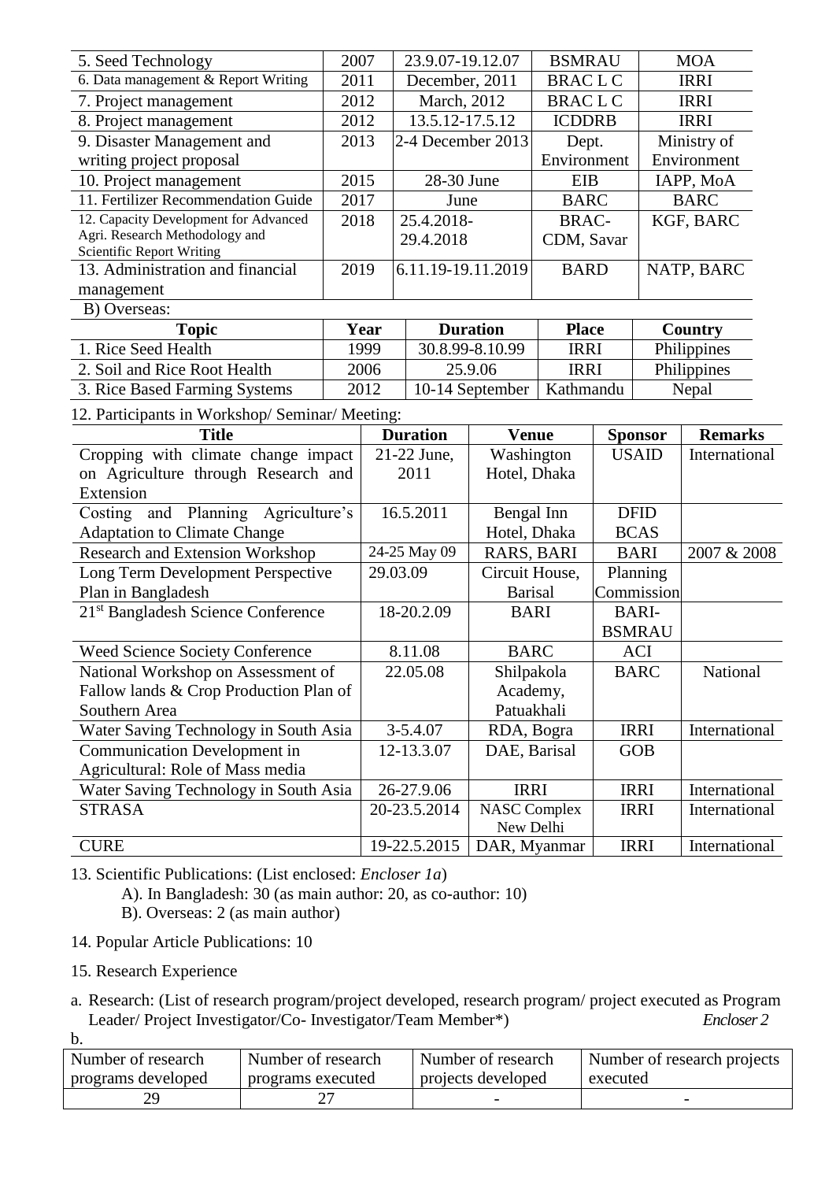| 5. Seed Technology | 2007 | 23.9.07-19.12.07 | BSMRAU | MOA |
|---|---|---|---|---|
| 6. Data management & Report Writing | 2011 | December, 2011 | BRAC L C | IRRI |
| 7. Project management | 2012 | March, 2012 | BRAC L C | IRRI |
| 8. Project management | 2012 | 13.5.12-17.5.12 | ICDDRB | IRRI |
| 9. Disaster Management and writing project proposal | 2013 | 2-4 December 2013 | Dept. Environment | Ministry of Environment |
| 10. Project management | 2015 | 28-30 June | EIB | IAPP, MoA |
| 11. Fertilizer Recommendation Guide | 2017 | June | BARC | BARC |
| 12. Capacity Development for Advanced Agri. Research Methodology and Scientific Report Writing | 2018 | 25.4.2018-29.4.2018 | BRAC-CDM, Savar | KGF, BARC |
| 13. Administration and financial management | 2019 | 6.11.19-19.11.2019 | BARD | NATP, BARC |

B) Overseas:

| Topic | Year | Duration | Place | Country |
|---|---|---|---|---|
| 1. Rice Seed Health | 1999 | 30.8.99-8.10.99 | IRRI | Philippines |
| 2. Soil and Rice Root Health | 2006 | 25.9.06 | IRRI | Philippines |
| 3. Rice Based Farming Systems | 2012 | 10-14 September | Kathmandu | Nepal |

12. Participants in Workshop/ Seminar/ Meeting:

| Title | Duration | Venue | Sponsor | Remarks |
|---|---|---|---|---|
| Cropping with climate change impact on Agriculture through Research and Extension | 21-22 June, 2011 | Washington Hotel, Dhaka | USAID | International |
| Costing and Planning Agriculture's Adaptation to Climate Change | 16.5.2011 | Bengal Inn Hotel, Dhaka | DFID BCAS | |
| Research and Extension Workshop | 24-25 May 09 | RARS, BARI | BARI | 2007 & 2008 |
| Long Term Development Perspective Plan in Bangladesh | 29.03.09 | Circuit House, Barisal | Planning Commission | |
| 21st Bangladesh Science Conference | 18-20.2.09 | BARI | BARI-BSMRAU | |
| Weed Science Society Conference | 8.11.08 | BARC | ACI | |
| National Workshop on Assessment of Fallow lands & Crop Production Plan of Southern Area | 22.05.08 | Shilpakola Academy, Patuakhali | BARC | National |
| Water Saving Technology in South Asia | 3-5.4.07 | RDA, Bogra | IRRI | International |
| Communication Development in Agricultural: Role of Mass media | 12-13.3.07 | DAE, Barisal | GOB | |
| Water Saving Technology in South Asia | 26-27.9.06 | IRRI | IRRI | International |
| STRASA | 20-23.5.2014 | NASC Complex New Delhi | IRRI | International |
| CURE | 19-22.5.2015 | DAR, Myanmar | IRRI | International |

13. Scientific Publications: (List enclosed: *Encloser 1a*)

A). In Bangladesh: 30 (as main author: 20, as co-author: 10)

B). Overseas: 2 (as main author)

14. Popular Article Publications: 10

15. Research Experience

a. Research: (List of research program/project developed, research program/ project executed as Program Leader/ Project Investigator/Co- Investigator/Team Member*) *Encloser 2*

b.

| Number of research programs developed | Number of research programs executed | Number of research projects developed | Number of research projects executed |
|---|---|---|---|
| 29 | 27 | - | - |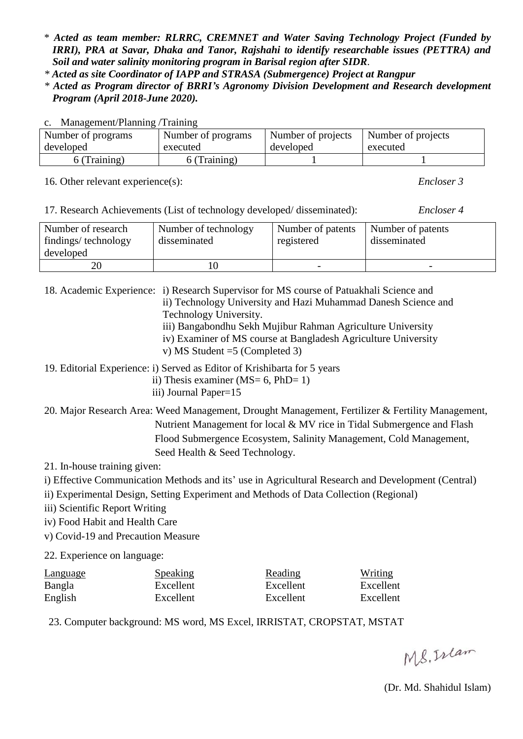* ***Acted as team member: RLRRC, CREMNET and Water Saving Technology Project (Funded by IRRI), PRA at Savar, Dhaka and Tanor, Rajshahi to identify researchable issues (PETTRA) and Soil and water salinity monitoring program in Barisal region after SIDR***.
* ***Acted as site Coordinator of IAPP and STRASA (Submergence) Project at Rangpur***
* ***Acted as Program director of BRRI's Agronomy Division Development and Research development Program (April 2018-June 2020).***

c. Management/Planning /Training

| Number of programs developed | Number of programs executed | Number of projects developed | Number of projects executed |
|---|---|---|---|
| 6 (Training) | 6 (Training) | 1 | 1 |

16. Other relevant experience(s): *Encloser 3*

17. Research Achievements (List of technology developed/ disseminated): *Encloser 4*

| Number of research findings/ technology developed | Number of technology disseminated | Number of patents registered | Number of patents disseminated |
|---|---|---|---|
| 20 | 10 | - | - |

18. Academic Experience: i) Research Supervisor for MS course of Patuakhali Science and
ii) Technology University and Hazi Muhammad Danesh Science and Technology University.
iii) Bangabondhu Sekh Mujibur Rahman Agriculture University
iv) Examiner of MS course at Bangladesh Agriculture University
v) MS Student =5 (Completed 3)

19. Editorial Experience: i) Served as Editor of Krishibarta for 5 years
ii) Thesis examiner (MS= 6, PhD= 1)
iii) Journal Paper=15

20. Major Research Area: Weed Management, Drought Management, Fertilizer & Fertility Management, Nutrient Management for local & MV rice in Tidal Submergence and Flash Flood Submergence Ecosystem, Salinity Management, Cold Management, Seed Health & Seed Technology.

21. In-house training given:

i) Effective Communication Methods and its' use in Agricultural Research and Development (Central)
ii) Experimental Design, Setting Experiment and Methods of Data Collection (Regional)
iii) Scientific Report Writing
iv) Food Habit and Health Care
v) Covid-19 and Precaution Measure

22. Experience on language:

| Language | Speaking | Reading | Writing |
|---|---|---|---|
| Bangla | Excellent | Excellent | Excellent |
| English | Excellent | Excellent | Excellent |

23. Computer background: MS word, MS Excel, IRRISTAT, CROPSTAT, MSTAT

M.S. Islam

(Dr. Md. Shahidul Islam)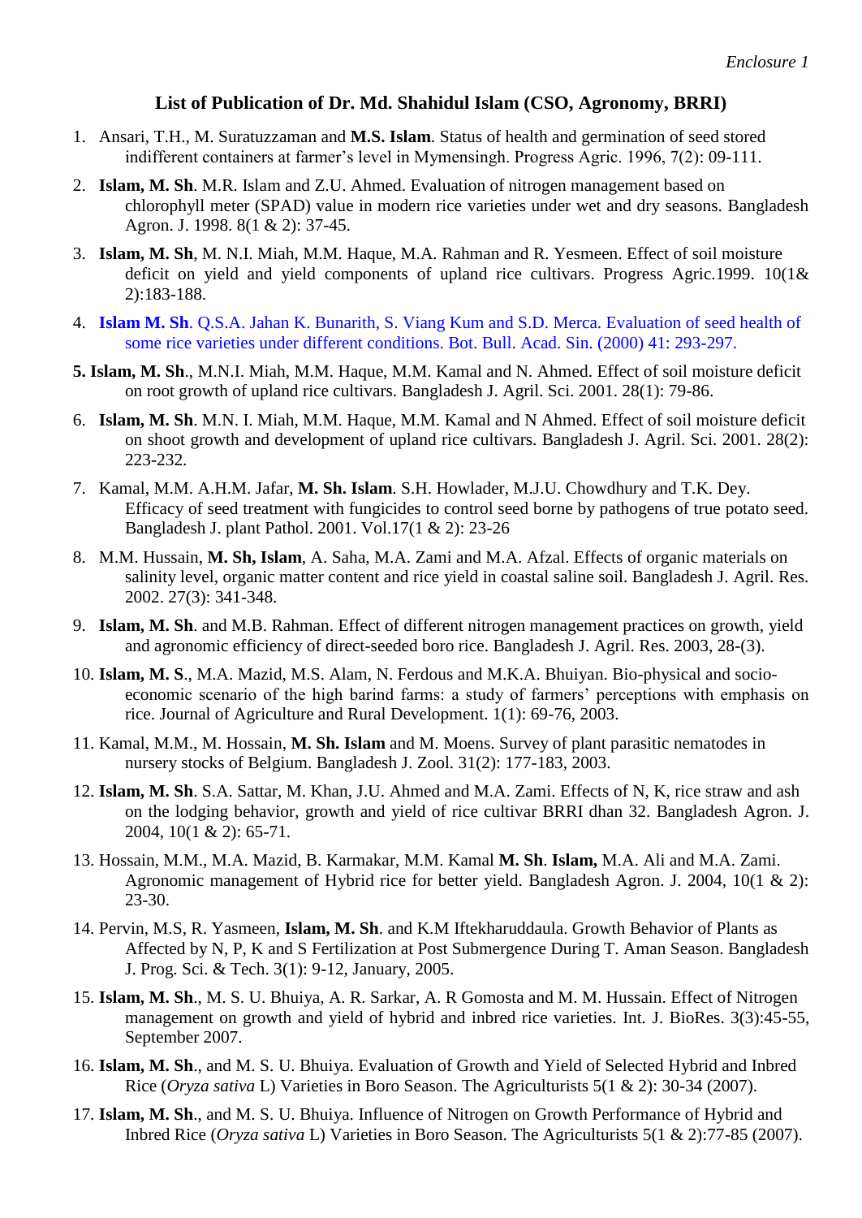*Enclosure 1*

## List of Publication of Dr. Md. Shahidul Islam (CSO, Agronomy, BRRI)

1. Ansari, T.H., M. Suratuzzaman and **M.S. Islam**. Status of health and germination of seed stored indifferent containers at farmer's level in Mymensingh. Progress Agric. 1996, 7(2): 09-111.
2. **Islam, M. Sh**. M.R. Islam and Z.U. Ahmed. Evaluation of nitrogen management based on chlorophyll meter (SPAD) value in modern rice varieties under wet and dry seasons. Bangladesh Agron. J. 1998. 8(1 & 2): 37-45.
3. **Islam, M. Sh**, M. N.I. Miah, M.M. Haque, M.A. Rahman and R. Yesmeen. Effect of soil moisture deficit on yield and yield components of upland rice cultivars. Progress Agric.1999. 10(1& 2):183-188.
4. **Islam M. Sh**. Q.S.A. Jahan K. Bunarith, S. Viang Kum and S.D. Merca. Evaluation of seed health of some rice varieties under different conditions. Bot. Bull. Acad. Sin. (2000) 41: 293-297.
5. **Islam, M. Sh**., M.N.I. Miah, M.M. Haque, M.M. Kamal and N. Ahmed. Effect of soil moisture deficit on root growth of upland rice cultivars. Bangladesh J. Agril. Sci. 2001. 28(1): 79-86.
6. **Islam, M. Sh**. M.N. I. Miah, M.M. Haque, M.M. Kamal and N Ahmed. Effect of soil moisture deficit on shoot growth and development of upland rice cultivars. Bangladesh J. Agril. Sci. 2001. 28(2): 223-232.
7. Kamal, M.M. A.H.M. Jafar, **M. Sh. Islam**. S.H. Howlader, M.J.U. Chowdhury and T.K. Dey. Efficacy of seed treatment with fungicides to control seed borne by pathogens of true potato seed. Bangladesh J. plant Pathol. 2001. Vol.17(1 & 2): 23-26
8. M.M. Hussain, **M. Sh, Islam**, A. Saha, M.A. Zami and M.A. Afzal. Effects of organic materials on salinity level, organic matter content and rice yield in coastal saline soil. Bangladesh J. Agril. Res. 2002. 27(3): 341-348.
9. **Islam, M. Sh**. and M.B. Rahman. Effect of different nitrogen management practices on growth, yield and agronomic efficiency of direct-seeded boro rice. Bangladesh J. Agril. Res. 2003, 28-(3).
10. **Islam, M. S**., M.A. Mazid, M.S. Alam, N. Ferdous and M.K.A. Bhuiyan. Bio-physical and socio-economic scenario of the high barind farms: a study of farmers' perceptions with emphasis on rice. Journal of Agriculture and Rural Development. 1(1): 69-76, 2003.
11. Kamal, M.M., M. Hossain, **M. Sh. Islam** and M. Moens. Survey of plant parasitic nematodes in nursery stocks of Belgium. Bangladesh J. Zool. 31(2): 177-183, 2003.
12. **Islam, M. Sh**. S.A. Sattar, M. Khan, J.U. Ahmed and M.A. Zami. Effects of N, K, rice straw and ash on the lodging behavior, growth and yield of rice cultivar BRRI dhan 32. Bangladesh Agron. J. 2004, 10(1 & 2): 65-71.
13. Hossain, M.M., M.A. Mazid, B. Karmakar, M.M. Kamal **M. Sh**. **Islam,** M.A. Ali and M.A. Zami. Agronomic management of Hybrid rice for better yield. Bangladesh Agron. J. 2004, 10(1 & 2): 23-30.
14. Pervin, M.S, R. Yasmeen, **Islam, M. Sh**. and K.M Iftekharuddaula. Growth Behavior of Plants as Affected by N, P, K and S Fertilization at Post Submergence During T. Aman Season. Bangladesh J. Prog. Sci. & Tech. 3(1): 9-12, January, 2005.
15. **Islam, M. Sh**., M. S. U. Bhuiya, A. R. Sarkar, A. R Gomosta and M. M. Hussain. Effect of Nitrogen management on growth and yield of hybrid and inbred rice varieties. Int. J. BioRes. 3(3):45-55, September 2007.
16. **Islam, M. Sh**., and M. S. U. Bhuiya. Evaluation of Growth and Yield of Selected Hybrid and Inbred Rice (*Oryza sativa* L) Varieties in Boro Season. The Agriculturists 5(1 & 2): 30-34 (2007).
17. **Islam, M. Sh**., and M. S. U. Bhuiya. Influence of Nitrogen on Growth Performance of Hybrid and Inbred Rice (*Oryza sativa* L) Varieties in Boro Season. The Agriculturists 5(1 & 2):77-85 (2007).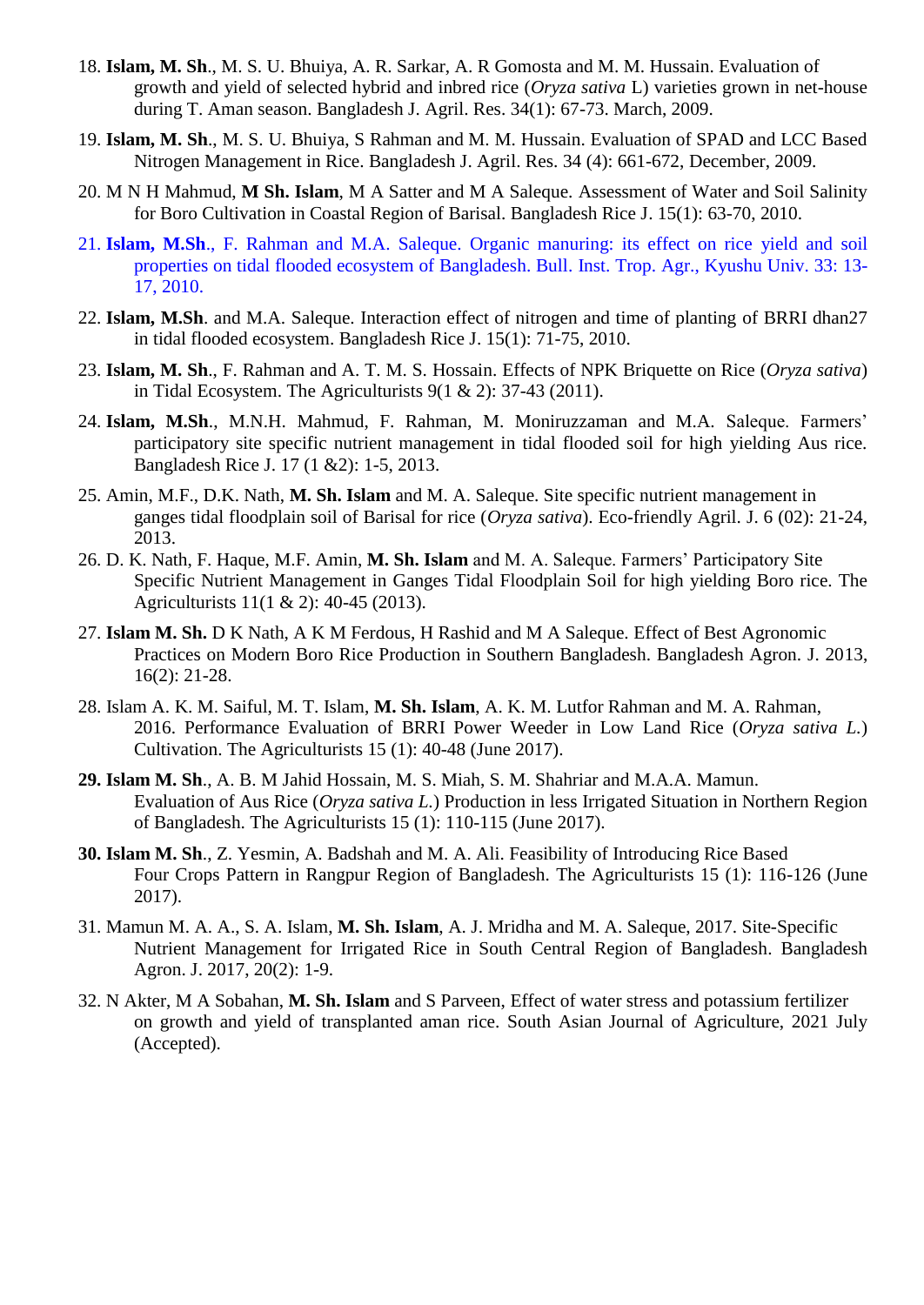18. **Islam, M. Sh**., M. S. U. Bhuiya, A. R. Sarkar, A. R Gomosta and M. M. Hussain. Evaluation of growth and yield of selected hybrid and inbred rice (*Oryza sativa* L) varieties grown in net-house during T. Aman season. Bangladesh J. Agril. Res. 34(1): 67-73. March, 2009.

19. **Islam, M. Sh**., M. S. U. Bhuiya, S Rahman and M. M. Hussain. Evaluation of SPAD and LCC Based Nitrogen Management in Rice. Bangladesh J. Agril. Res. 34 (4): 661-672, December, 2009.

20. M N H Mahmud, **M Sh. Islam**, M A Satter and M A Saleque. Assessment of Water and Soil Salinity for Boro Cultivation in Coastal Region of Barisal. Bangladesh Rice J. 15(1): 63-70, 2010.

21. **Islam, M.Sh**., F. Rahman and M.A. Saleque. Organic manuring: its effect on rice yield and soil properties on tidal flooded ecosystem of Bangladesh. Bull. Inst. Trop. Agr., Kyushu Univ. 33: 13-17, 2010.

22. **Islam, M.Sh**. and M.A. Saleque. Interaction effect of nitrogen and time of planting of BRRI dhan27 in tidal flooded ecosystem. Bangladesh Rice J. 15(1): 71-75, 2010.

23. **Islam, M. Sh**., F. Rahman and A. T. M. S. Hossain. Effects of NPK Briquette on Rice (*Oryza sativa*) in Tidal Ecosystem. The Agriculturists 9(1 & 2): 37-43 (2011).

24. **Islam, M.Sh**., M.N.H. Mahmud, F. Rahman, M. Moniruzzaman and M.A. Saleque. Farmers' participatory site specific nutrient management in tidal flooded soil for high yielding Aus rice. Bangladesh Rice J. 17 (1 &2): 1-5, 2013.

25. Amin, M.F., D.K. Nath, **M. Sh. Islam** and M. A. Saleque. Site specific nutrient management in ganges tidal floodplain soil of Barisal for rice (*Oryza sativa*). Eco-friendly Agril. J. 6 (02): 21-24, 2013.

26. D. K. Nath, F. Haque, M.F. Amin, **M. Sh. Islam** and M. A. Saleque. Farmers' Participatory Site Specific Nutrient Management in Ganges Tidal Floodplain Soil for high yielding Boro rice. The Agriculturists 11(1 & 2): 40-45 (2013).

27. **Islam M. Sh.** D K Nath, A K M Ferdous, H Rashid and M A Saleque. Effect of Best Agronomic Practices on Modern Boro Rice Production in Southern Bangladesh. Bangladesh Agron. J. 2013, 16(2): 21-28.

28. Islam A. K. M. Saiful, M. T. Islam, **M. Sh. Islam**, A. K. M. Lutfor Rahman and M. A. Rahman, 2016. Performance Evaluation of BRRI Power Weeder in Low Land Rice (*Oryza sativa L.*) Cultivation. The Agriculturists 15 (1): 40-48 (June 2017).

**29. Islam M. Sh**., A. B. M Jahid Hossain, M. S. Miah, S. M. Shahriar and M.A.A. Mamun. Evaluation of Aus Rice (*Oryza sativa L.*) Production in less Irrigated Situation in Northern Region of Bangladesh. The Agriculturists 15 (1): 110-115 (June 2017).

**30. Islam M. Sh**., Z. Yesmin, A. Badshah and M. A. Ali. Feasibility of Introducing Rice Based Four Crops Pattern in Rangpur Region of Bangladesh. The Agriculturists 15 (1): 116-126 (June 2017).

31. Mamun M. A. A., S. A. Islam, **M. Sh. Islam**, A. J. Mridha and M. A. Saleque, 2017. Site-Specific Nutrient Management for Irrigated Rice in South Central Region of Bangladesh. Bangladesh Agron. J. 2017, 20(2): 1-9.

32. N Akter, M A Sobahan, **M. Sh. Islam** and S Parveen, Effect of water stress and potassium fertilizer on growth and yield of transplanted aman rice. South Asian Journal of Agriculture, 2021 July (Accepted).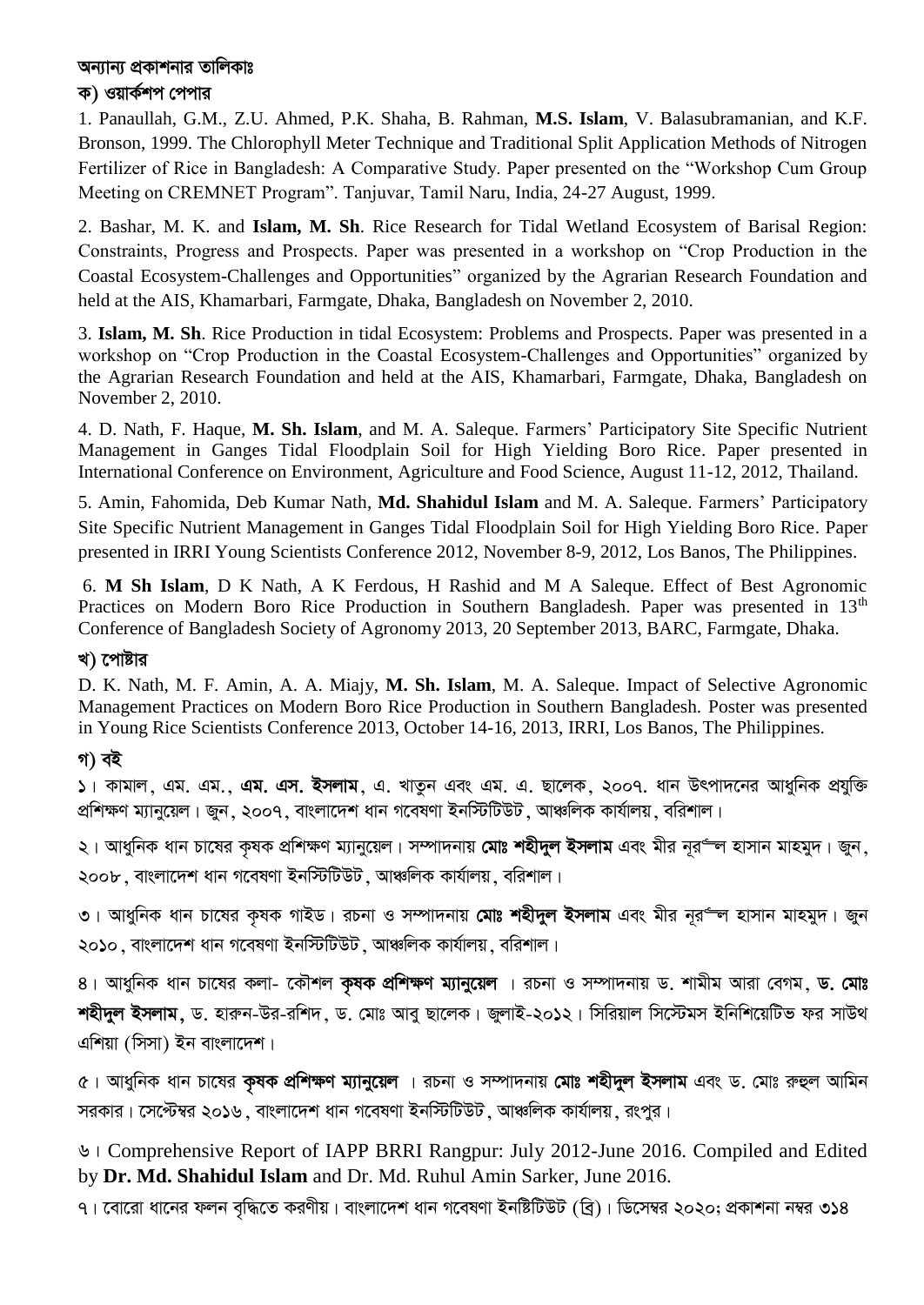**অন্যান্য প্রকাশনার তালিকাঃ**

**ক) ওয়ার্কশপ পেপার**

1. Panaullah, G.M., Z.U. Ahmed, P.K. Shaha, B. Rahman, **M.S. Islam**, V. Balasubramanian, and K.F. Bronson, 1999. The Chlorophyll Meter Technique and Traditional Split Application Methods of Nitrogen Fertilizer of Rice in Bangladesh: A Comparative Study. Paper presented on the "Workshop Cum Group Meeting on CREMNET Program". Tanjuvar, Tamil Naru, India, 24-27 August, 1999.

2. Bashar, M. K. and **Islam, M. Sh**. Rice Research for Tidal Wetland Ecosystem of Barisal Region: Constraints, Progress and Prospects. Paper was presented in a workshop on "Crop Production in the Coastal Ecosystem-Challenges and Opportunities" organized by the Agrarian Research Foundation and held at the AIS, Khamarbari, Farmgate, Dhaka, Bangladesh on November 2, 2010.

3. **Islam, M. Sh**. Rice Production in tidal Ecosystem: Problems and Prospects. Paper was presented in a workshop on "Crop Production in the Coastal Ecosystem-Challenges and Opportunities" organized by the Agrarian Research Foundation and held at the AIS, Khamarbari, Farmgate, Dhaka, Bangladesh on November 2, 2010.

4. D. Nath, F. Haque, **M. Sh. Islam**, and M. A. Saleque. Farmers' Participatory Site Specific Nutrient Management in Ganges Tidal Floodplain Soil for High Yielding Boro Rice. Paper presented in International Conference on Environment, Agriculture and Food Science, August 11-12, 2012, Thailand.

5. Amin, Fahomida, Deb Kumar Nath, **Md. Shahidul Islam** and M. A. Saleque. Farmers' Participatory Site Specific Nutrient Management in Ganges Tidal Floodplain Soil for High Yielding Boro Rice. Paper presented in IRRI Young Scientists Conference 2012, November 8-9, 2012, Los Banos, The Philippines.

6. **M Sh Islam**, D K Nath, A K Ferdous, H Rashid and M A Saleque. Effect of Best Agronomic Practices on Modern Boro Rice Production in Southern Bangladesh. Paper was presented in 13th Conference of Bangladesh Society of Agronomy 2013, 20 September 2013, BARC, Farmgate, Dhaka.

**খ) পোষ্টার**

D. K. Nath, M. F. Amin, A. A. Miajy, **M. Sh. Islam**, M. A. Saleque. Impact of Selective Agronomic Management Practices on Modern Boro Rice Production in Southern Bangladesh. Poster was presented in Young Rice Scientists Conference 2013, October 14-16, 2013, IRRI, Los Banos, The Philippines.

**গ) বই**

১। কামাল, এম. এম., **এম. এস. ইসলাম**, এ. খাতুন এবং এম. এ. ছালেক, ২০০৭. ধান উৎপাদনের আধুনিক প্রযুক্তি প্রশিক্ষণ ম্যানুয়েল। জুন, ২০০৭, বাংলাদেশ ধান গবেষণা ইনস্টিটিউট, আঞ্চলিক কার্যালয়, বরিশাল।

২। আধুনিক ধান চাষের কৃষক প্রশিক্ষণ ম্যানুয়েল। সম্পাদনায় **মোঃ শহীদুল ইসলাম** এবং মীর নূরুল হাসান মাহমুদ। জুন, ২০০৮, বাংলাদেশ ধান গবেষণা ইনস্টিটিউট, আঞ্চলিক কার্যালয়, বরিশাল।

৩। আধুনিক ধান চাষের কৃষক গাইড। রচনা ও সম্পাদনায় **মোঃ শহীদুল ইসলাম** এবং মীর নূরুল হাসান মাহমুদ। জুন ২০১০, বাংলাদেশ ধান গবেষণা ইনস্টিটিউট, আঞ্চলিক কার্যালয়, বরিশাল।

৪। আধুনিক ধান চাষের কলা- কৌশল **কৃষক প্রশিক্ষণ ম্যানুয়েল** । রচনা ও সম্পাদনায় ড. শামীম আরা বেগম, **ড. মোঃ শহীদুল ইসলাম**, ড. হারুন-উর-রশিদ, ড. মোঃ আবু ছালেক। জুলাই-২০১২। সিরিয়াল সিস্টেমস ইনিশিয়েটিভ ফর সাউথ এশিয়া (সিসা) ইন বাংলাদেশ।

৫। আধুনিক ধান চাষের **কৃষক প্রশিক্ষণ ম্যানুয়েল** । রচনা ও সম্পাদনায় **মোঃ শহীদুল ইসলাম** এবং ড. মোঃ রুহুল আমিন সরকার। সেপ্টেম্বর ২০১৬, বাংলাদেশ ধান গবেষণা ইনস্টিটিউট, আঞ্চলিক কার্যালয়, রংপুর।

৬। Comprehensive Report of IAPP BRRI Rangpur: July 2012-June 2016. Compiled and Edited by **Dr. Md. Shahidul Islam** and Dr. Md. Ruhul Amin Sarker, June 2016.

৭। বোরো ধানের ফলন বৃদ্ধিতে করণীয়। বাংলাদেশ ধান গবেষণা ইনষ্টিটিউট (ব্রি)। ডিসেম্বর ২০২০; প্রকাশনা নম্বর ৩১৪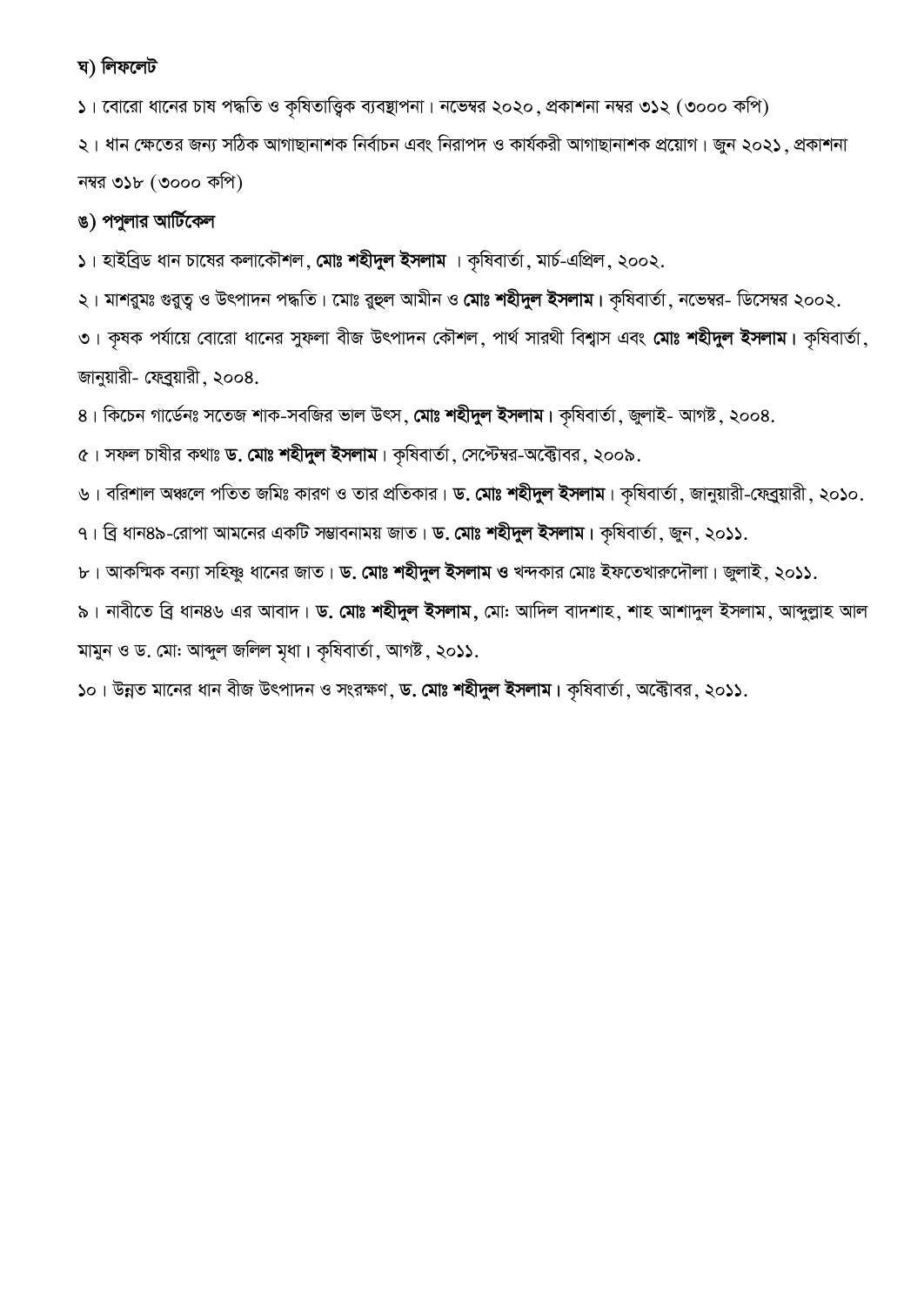**ঘ) লিফলেট**

১। বোরো ধানের চাষ পদ্ধতি ও কৃষিতাত্ত্বিক ব্যবস্থাপনা। নভেম্বর ২০২০, প্রকাশনা নম্বর ৩১২ (৩০০০ কপি)

২। ধান ক্ষেতের জন্য সঠিক আগাছানাশক নির্বাচন এবং নিরাপদ ও কার্যকরী আগাছানাশক প্রয়োগ। জুন ২০২১, প্রকাশনা নম্বর ৩১৮ (৩০০০ কপি)

**ঙ) পপুলার আর্টিকেল**

১। হাইব্রিড ধান চাষের কলাকৌশল, **মোঃ শহীদুল ইসলাম** । কৃষিবার্তা, মার্চ-এপ্রিল, ২০০২.

২। মাশরুমঃ গুরুত্ব ও উৎপাদন পদ্ধতি। মোঃ রুহুল আমীন ও **মোঃ শহীদুল ইসলাম**। কৃষিবার্তা, নভেম্বর- ডিসেম্বর ২০০২.

৩। কৃষক পর্যায়ে বোরো ধানের সুফলা বীজ উৎপাদন কৌশল, পার্থ সারথী বিশ্বাস এবং **মোঃ শহীদুল ইসলাম**। কৃষিবার্তা, জানুয়ারী- ফেব্রুয়ারী, ২০০৪.

৪। কিচেন গার্ডেনঃ সতেজ শাক-সবজির ভাল উৎস, **মোঃ শহীদুল ইসলাম**। কৃষিবার্তা, জুলাই- আগষ্ট, ২০০৪.

৫। সফল চাষীর কথাঃ **ড. মোঃ শহীদুল ইসলাম**। কৃষিবার্তা, সেপ্টেম্বর-অক্টোবর, ২০০৯.

৬। বরিশাল অঞ্চলে পতিত জমিঃ কারণ ও তার প্রতিকার। **ড. মোঃ শহীদুল ইসলাম**। কৃষিবার্তা, জানুয়ারী-ফেব্রুয়ারী, ২০১০.

৭। ব্রি ধান৪৯-রোপা আমনের একটি সম্ভাবনাময় জাত। **ড. মোঃ শহীদুল ইসলাম**। কৃষিবার্তা, জুন, ২০১১.

৮। আকস্মিক বন্যা সহিষ্ণু ধানের জাত। **ড. মোঃ শহীদুল ইসলাম ও** খন্দকার মোঃ ইফতেখারুদৌলা। জুলাই, ২০১১.

৯। নাবীতে ব্রি ধান৪৬ এর আবাদ। **ড. মোঃ শহীদুল ইসলাম**, মোঃ আদিল বাদশাহ, শাহ আশাদুল ইসলাম, আব্দুল্লাহ আল মামুন ও ড. মোঃ আব্দুল জলিল মৃধা। কৃষিবার্তা, আগষ্ট, ২০১১.

১০। উন্নত মানের ধান বীজ উৎপাদন ও সংরক্ষণ, **ড. মোঃ শহীদুল ইসলাম**। কৃষিবার্তা, অক্টোবর, ২০১১.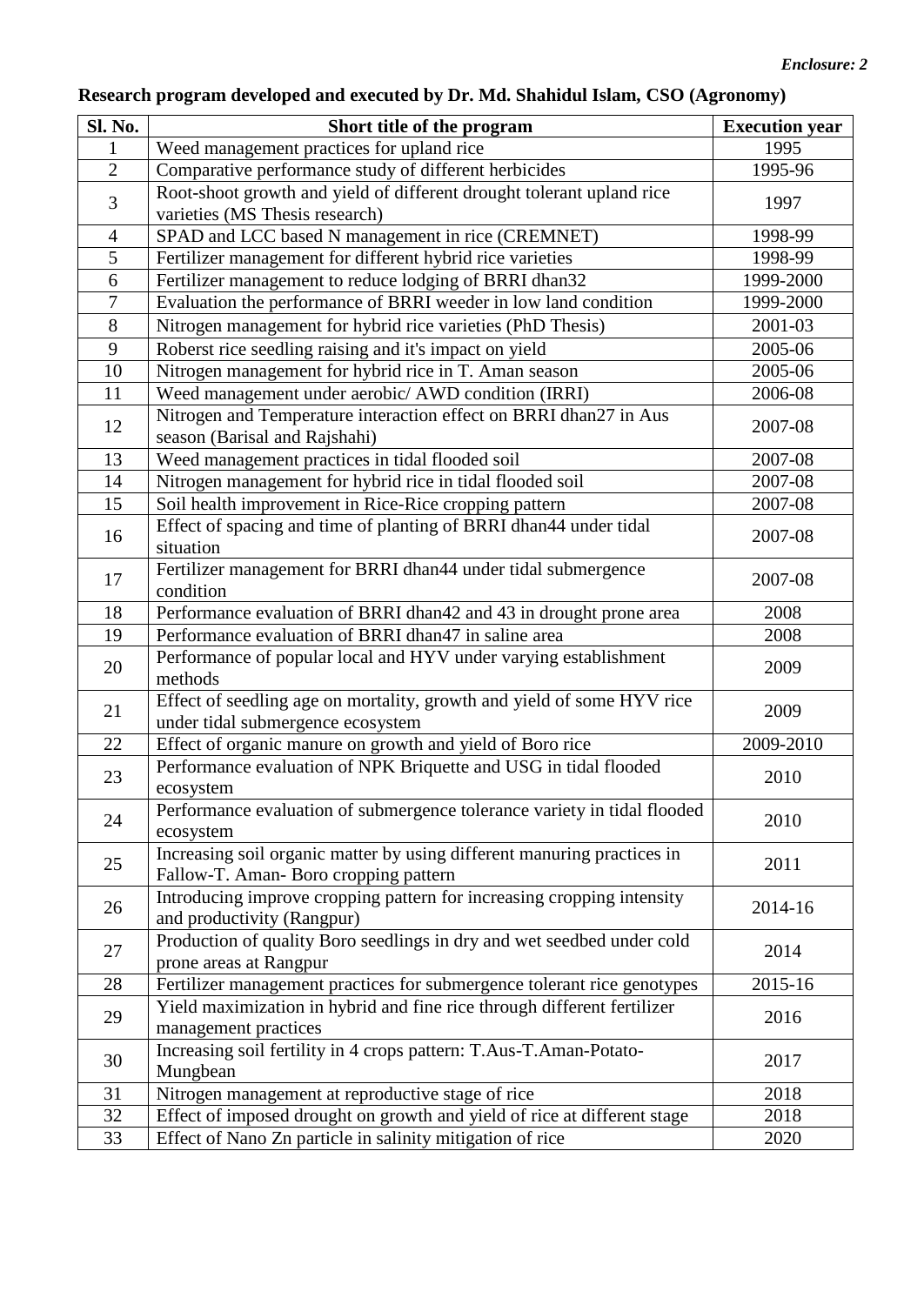*Enclosure: 2*

**Research program developed and executed by Dr. Md. Shahidul Islam, CSO (Agronomy)**

| Sl. No. | Short title of the program | Execution year |
|---|---|---|
| 1 | Weed management practices for upland rice | 1995 |
| 2 | Comparative performance study of different herbicides | 1995-96 |
| 3 | Root-shoot growth and yield of different drought tolerant upland rice varieties (MS Thesis research) | 1997 |
| 4 | SPAD and LCC based N management in rice (CREMNET) | 1998-99 |
| 5 | Fertilizer management for different hybrid rice varieties | 1998-99 |
| 6 | Fertilizer management to reduce lodging of BRRI dhan32 | 1999-2000 |
| 7 | Evaluation the performance of BRRI weeder in low land condition | 1999-2000 |
| 8 | Nitrogen management for hybrid rice varieties (PhD Thesis) | 2001-03 |
| 9 | Roberst rice seedling raising and it's impact on yield | 2005-06 |
| 10 | Nitrogen management for hybrid rice in T. Aman season | 2005-06 |
| 11 | Weed management under aerobic/ AWD condition (IRRI) | 2006-08 |
| 12 | Nitrogen and Temperature interaction effect on BRRI dhan27 in Aus season (Barisal and Rajshahi) | 2007-08 |
| 13 | Weed management practices in tidal flooded soil | 2007-08 |
| 14 | Nitrogen management for hybrid rice in tidal flooded soil | 2007-08 |
| 15 | Soil health improvement in Rice-Rice cropping pattern | 2007-08 |
| 16 | Effect of spacing and time of planting of BRRI dhan44 under tidal situation | 2007-08 |
| 17 | Fertilizer management for BRRI dhan44 under tidal submergence condition | 2007-08 |
| 18 | Performance evaluation of BRRI dhan42 and 43 in drought prone area | 2008 |
| 19 | Performance evaluation of BRRI dhan47 in saline area | 2008 |
| 20 | Performance of popular local and HYV under varying establishment methods | 2009 |
| 21 | Effect of seedling age on mortality, growth and yield of some HYV rice under tidal submergence ecosystem | 2009 |
| 22 | Effect of organic manure on growth and yield of Boro rice | 2009-2010 |
| 23 | Performance evaluation of NPK Briquette and USG in tidal flooded ecosystem | 2010 |
| 24 | Performance evaluation of submergence tolerance variety in tidal flooded ecosystem | 2010 |
| 25 | Increasing soil organic matter by using different manuring practices in Fallow-T. Aman- Boro cropping pattern | 2011 |
| 26 | Introducing improve cropping pattern for increasing cropping intensity and productivity (Rangpur) | 2014-16 |
| 27 | Production of quality Boro seedlings in dry and wet seedbed under cold prone areas at Rangpur | 2014 |
| 28 | Fertilizer management practices for submergence tolerant rice genotypes | 2015-16 |
| 29 | Yield maximization in hybrid and fine rice through different fertilizer management practices | 2016 |
| 30 | Increasing soil fertility in 4 crops pattern: T.Aus-T.Aman-Potato-Mungbean | 2017 |
| 31 | Nitrogen management at reproductive stage of rice | 2018 |
| 32 | Effect of imposed drought on growth and yield of rice at different stage | 2018 |
| 33 | Effect of Nano Zn particle in salinity mitigation of rice | 2020 |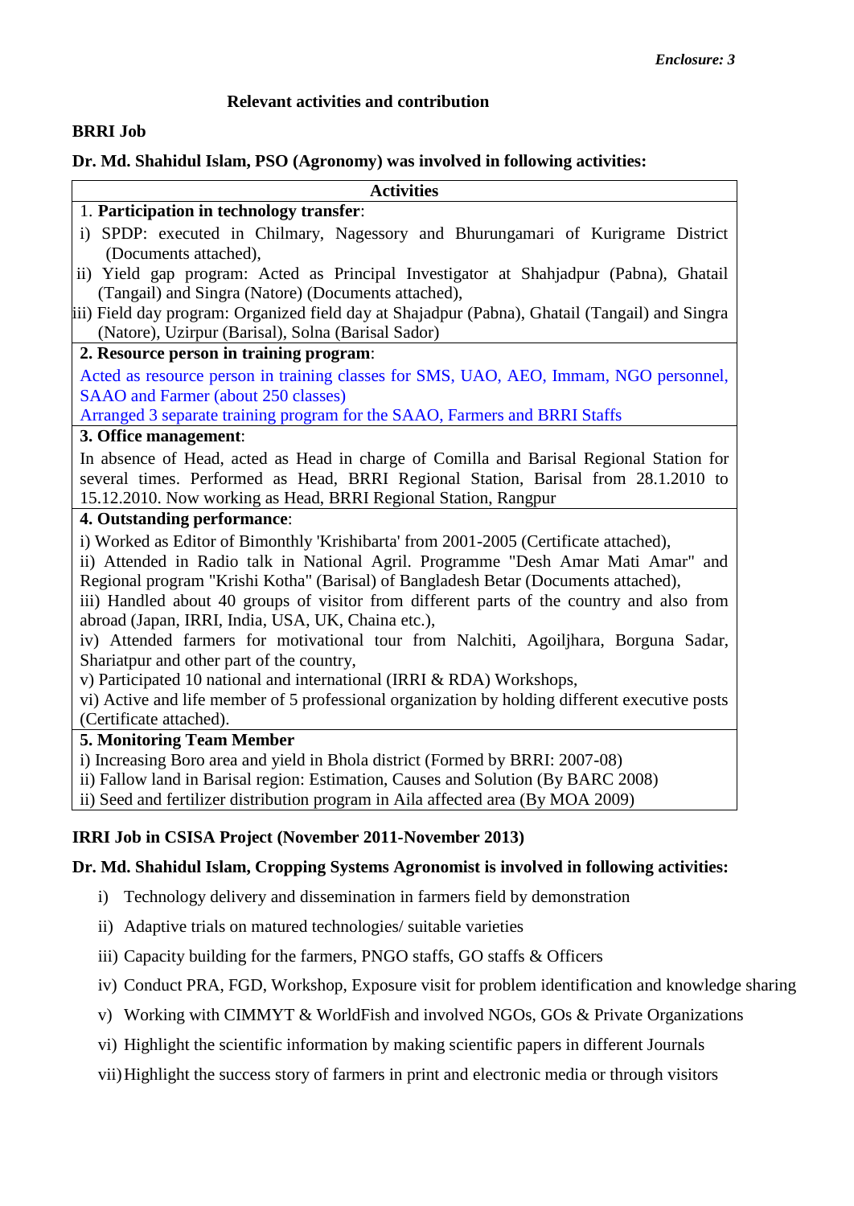*Enclosure: 3*

## Relevant activities and contribution

**BRRI Job**

**Dr. Md. Shahidul Islam, PSO (Agronomy) was involved in following activities:**

| Activities |
|---|
| 1. **Participation in technology transfer**:<br>i) SPDP: executed in Chilmary, Nagessory and Bhurungamari of Kurigrame District (Documents attached),<br>ii) Yield gap program: Acted as Principal Investigator at Shahjadpur (Pabna), Ghatail (Tangail) and Singra (Natore) (Documents attached),<br>iii) Field day program: Organized field day at Shajadpur (Pabna), Ghatail (Tangail) and Singra (Natore), Uzirpur (Barisal), Solna (Barisal Sador) |
| **2. Resource person in training program**:<br>Acted as resource person in training classes for SMS, UAO, AEO, Immam, NGO personnel, SAAO and Farmer (about 250 classes)<br>Arranged 3 separate training program for the SAAO, Farmers and BRRI Staffs |
| **3. Office management**:<br>In absence of Head, acted as Head in charge of Comilla and Barisal Regional Station for several times. Performed as Head, BRRI Regional Station, Barisal from 28.1.2010 to 15.12.2010. Now working as Head, BRRI Regional Station, Rangpur |
| **4. Outstanding performance**:<br>i) Worked as Editor of Bimonthly 'Krishibarta' from 2001-2005 (Certificate attached),<br>ii) Attended in Radio talk in National Agril. Programme "Desh Amar Mati Amar" and Regional program "Krishi Kotha" (Barisal) of Bangladesh Betar (Documents attached),<br>iii) Handled about 40 groups of visitor from different parts of the country and also from abroad (Japan, IRRI, India, USA, UK, Chaina etc.),<br>iv) Attended farmers for motivational tour from Nalchiti, Agoiljhara, Borguna Sadar, Shariatpur and other part of the country,<br>v) Participated 10 national and international (IRRI & RDA) Workshops,<br>vi) Active and life member of 5 professional organization by holding different executive posts (Certificate attached). |
| **5. Monitoring Team Member**<br>i) Increasing Boro area and yield in Bhola district (Formed by BRRI: 2007-08)<br>ii) Fallow land in Barisal region: Estimation, Causes and Solution (By BARC 2008)<br>ii) Seed and fertilizer distribution program in Aila affected area (By MOA 2009) |

**IRRI Job in CSISA Project (November 2011-November 2013)**

**Dr. Md. Shahidul Islam, Cropping Systems Agronomist is involved in following activities:**

i) Technology delivery and dissemination in farmers field by demonstration

ii) Adaptive trials on matured technologies/ suitable varieties

iii) Capacity building for the farmers, PNGO staffs, GO staffs & Officers

iv) Conduct PRA, FGD, Workshop, Exposure visit for problem identification and knowledge sharing

v) Working with CIMMYT & WorldFish and involved NGOs, GOs & Private Organizations

vi) Highlight the scientific information by making scientific papers in different Journals

vii) Highlight the success story of farmers in print and electronic media or through visitors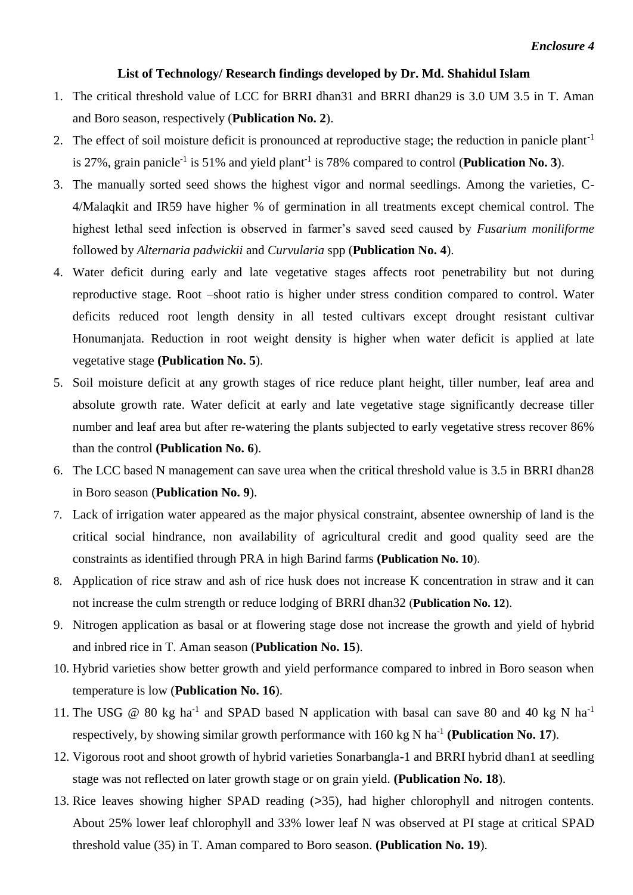*Enclosure 4*

**List of Technology/ Research findings developed by Dr. Md. Shahidul Islam**

1. The critical threshold value of LCC for BRRI dhan31 and BRRI dhan29 is 3.0 UM 3.5 in T. Aman and Boro season, respectively (**Publication No. 2**).
2. The effect of soil moisture deficit is pronounced at reproductive stage; the reduction in panicle plant$^{-1}$ is 27%, grain panicle$^{-1}$ is 51% and yield plant$^{-1}$ is 78% compared to control (**Publication No. 3**).
3. The manually sorted seed shows the highest vigor and normal seedlings. Among the varieties, C-4/Malaqkit and IR59 have higher % of germination in all treatments except chemical control. The highest lethal seed infection is observed in farmer's saved seed caused by *Fusarium moniliforme* followed by *Alternaria padwickii* and *Curvularia* spp (**Publication No. 4**).
4. Water deficit during early and late vegetative stages affects root penetrability but not during reproductive stage. Root –shoot ratio is higher under stress condition compared to control. Water deficits reduced root length density in all tested cultivars except drought resistant cultivar Honumanjata. Reduction in root weight density is higher when water deficit is applied at late vegetative stage **(Publication No. 5**).
5. Soil moisture deficit at any growth stages of rice reduce plant height, tiller number, leaf area and absolute growth rate. Water deficit at early and late vegetative stage significantly decrease tiller number and leaf area but after re-watering the plants subjected to early vegetative stress recover 86% than the control **(Publication No. 6**).
6. The LCC based N management can save urea when the critical threshold value is 3.5 in BRRI dhan28 in Boro season (**Publication No. 9**).
7. Lack of irrigation water appeared as the major physical constraint, absentee ownership of land is the critical social hindrance, non availability of agricultural credit and good quality seed are the constraints as identified through PRA in high Barind farms **(Publication No. 10**).
8. Application of rice straw and ash of rice husk does not increase K concentration in straw and it can not increase the culm strength or reduce lodging of BRRI dhan32 (**Publication No. 12**).
9. Nitrogen application as basal or at flowering stage dose not increase the growth and yield of hybrid and inbred rice in T. Aman season (**Publication No. 15**).
10. Hybrid varieties show better growth and yield performance compared to inbred in Boro season when temperature is low (**Publication No. 16**).
11. The USG @ 80 kg ha$^{-1}$ and SPAD based N application with basal can save 80 and 40 kg N ha$^{-1}$ respectively, by showing similar growth performance with 160 kg N ha$^{-1}$ **(Publication No. 17**).
12. Vigorous root and shoot growth of hybrid varieties Sonarbangla-1 and BRRI hybrid dhan1 at seedling stage was not reflected on later growth stage or on grain yield. **(Publication No. 18**).
13. Rice leaves showing higher SPAD reading (>35), had higher chlorophyll and nitrogen contents. About 25% lower leaf chlorophyll and 33% lower leaf N was observed at PI stage at critical SPAD threshold value (35) in T. Aman compared to Boro season. **(Publication No. 19**).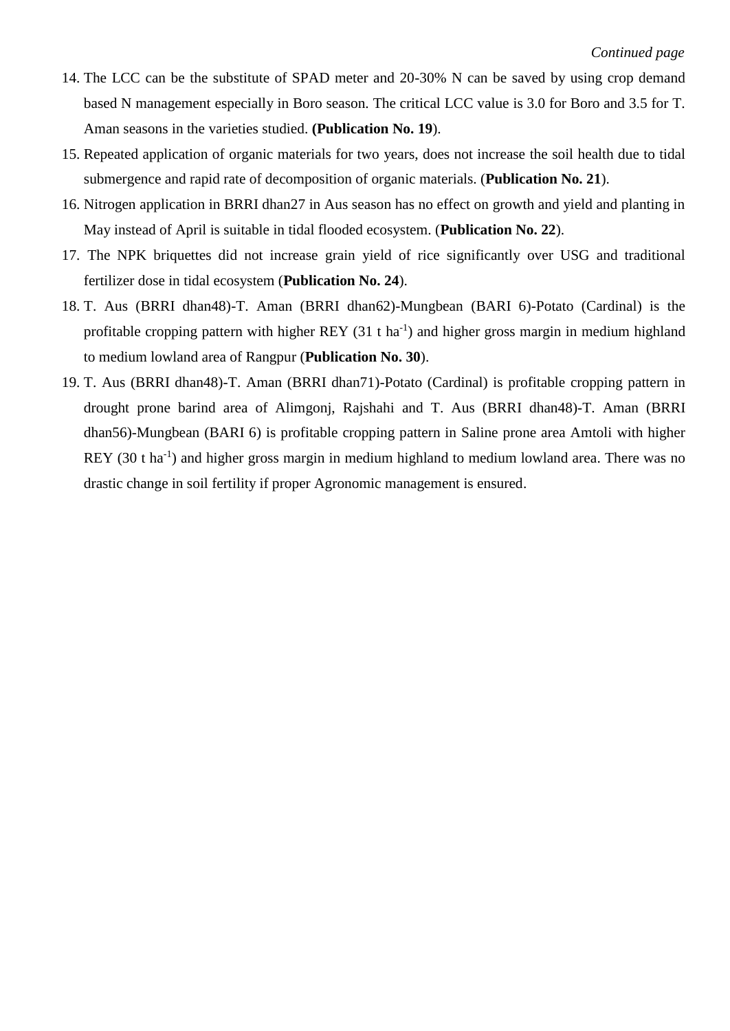*Continued page*

14. The LCC can be the substitute of SPAD meter and 20-30% N can be saved by using crop demand based N management especially in Boro season. The critical LCC value is 3.0 for Boro and 3.5 for T. Aman seasons in the varieties studied. **(Publication No. 19**).
15. Repeated application of organic materials for two years, does not increase the soil health due to tidal submergence and rapid rate of decomposition of organic materials. (**Publication No. 21**).
16. Nitrogen application in BRRI dhan27 in Aus season has no effect on growth and yield and planting in May instead of April is suitable in tidal flooded ecosystem. (**Publication No. 22**).
17. The NPK briquettes did not increase grain yield of rice significantly over USG and traditional fertilizer dose in tidal ecosystem (**Publication No. 24**).
18. T. Aus (BRRI dhan48)-T. Aman (BRRI dhan62)-Mungbean (BARI 6)-Potato (Cardinal) is the profitable cropping pattern with higher REY (31 t $ha^{-1}$) and higher gross margin in medium highland to medium lowland area of Rangpur (**Publication No. 30**).
19. T. Aus (BRRI dhan48)-T. Aman (BRRI dhan71)-Potato (Cardinal) is profitable cropping pattern in drought prone barind area of Alimgonj, Rajshahi and T. Aus (BRRI dhan48)-T. Aman (BRRI dhan56)-Mungbean (BARI 6) is profitable cropping pattern in Saline prone area Amtoli with higher REY (30 t $ha^{-1}$) and higher gross margin in medium highland to medium lowland area. There was no drastic change in soil fertility if proper Agronomic management is ensured.